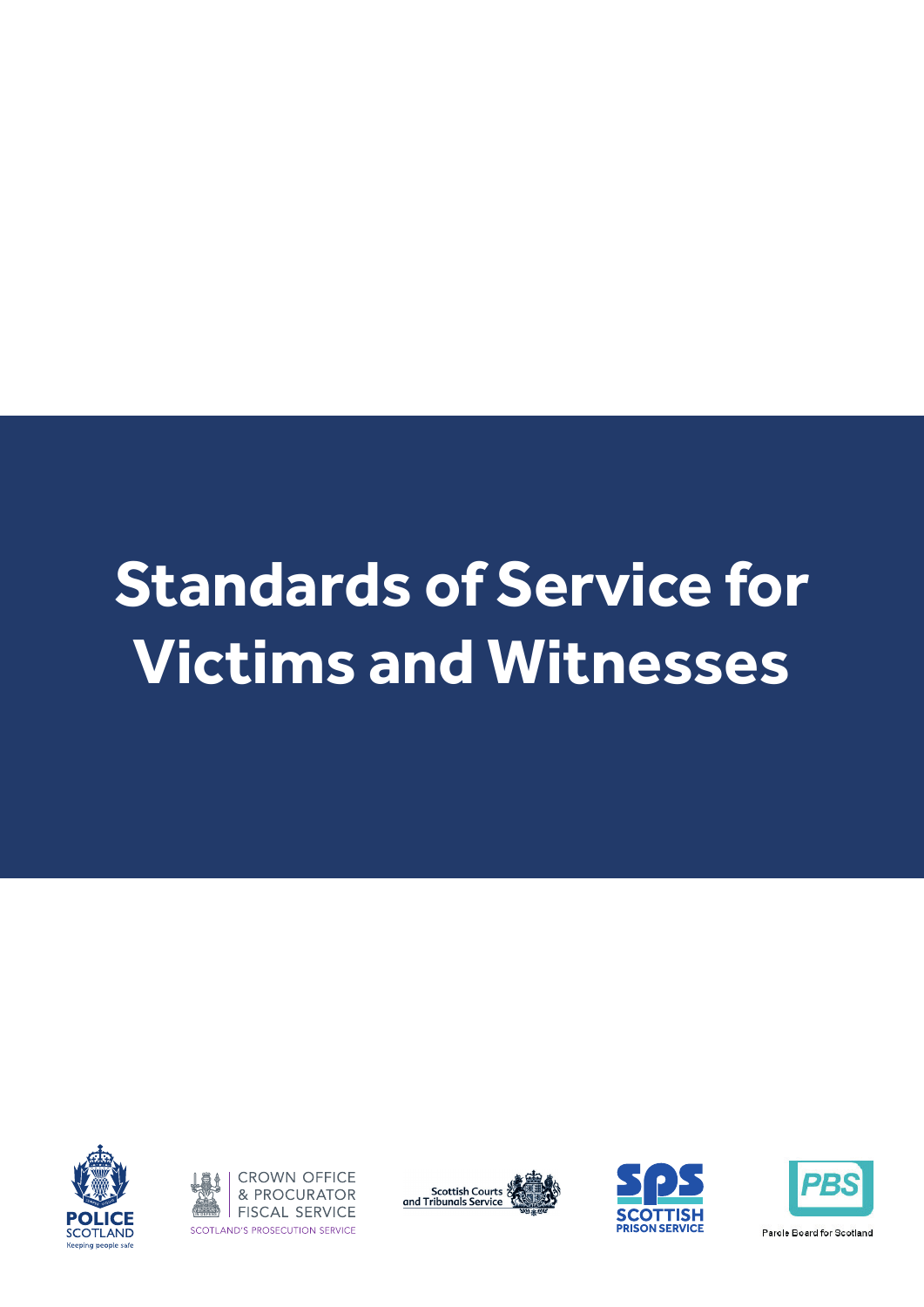# Standards of Service for Victims and Witnesses

POLICE SCOTLAND
Keeping people safe

CROWN OFFICE & PROCURATOR FISCAL SERVICE
SCOTLAND'S PROSECUTION SERVICE

Scottish Courts and Tribunals Service

SPS
SCOTTISH PRISON SERVICE

PBS
Parole Board for Scotland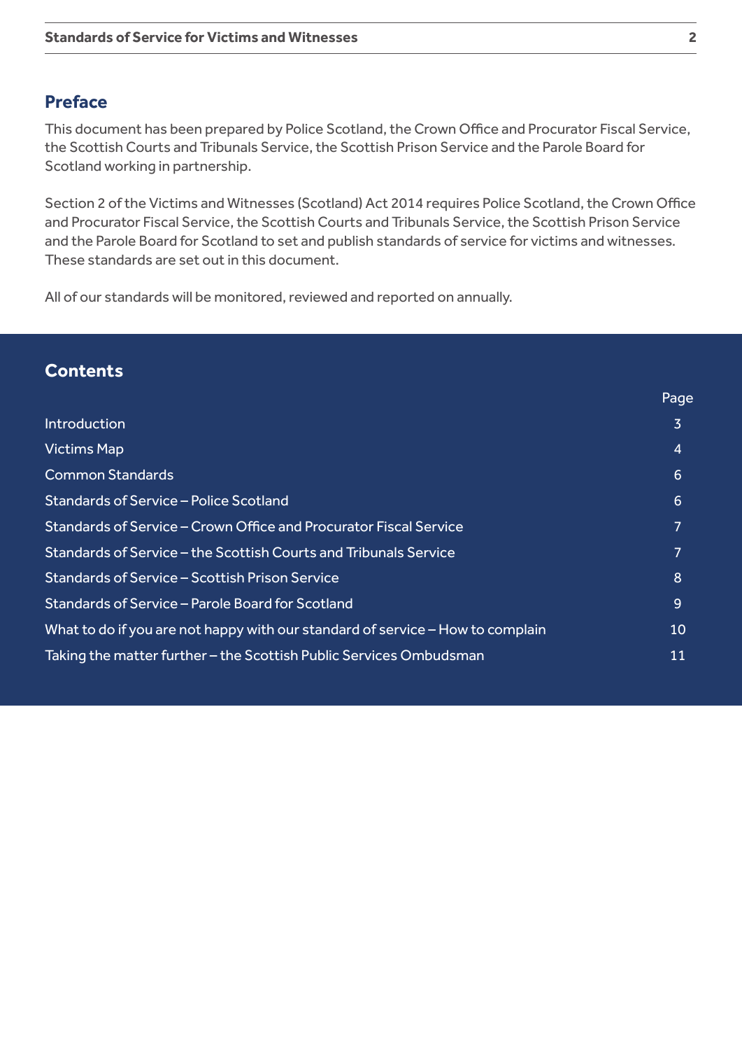## Preface

This document has been prepared by Police Scotland, the Crown Office and Procurator Fiscal Service, the Scottish Courts and Tribunals Service, the Scottish Prison Service and the Parole Board for Scotland working in partnership.

Section 2 of the Victims and Witnesses (Scotland) Act 2014 requires Police Scotland, the Crown Office and Procurator Fiscal Service, the Scottish Courts and Tribunals Service, the Scottish Prison Service and the Parole Board for Scotland to set and publish standards of service for victims and witnesses. These standards are set out in this document.

All of our standards will be monitored, reviewed and reported on annually.

## Contents

| | Page |
|---|---|
| Introduction | 3 |
| Victims Map | 4 |
| Common Standards | 6 |
| Standards of Service – Police Scotland | 6 |
| Standards of Service – Crown Office and Procurator Fiscal Service | 7 |
| Standards of Service – the Scottish Courts and Tribunals Service | 7 |
| Standards of Service – Scottish Prison Service | 8 |
| Standards of Service – Parole Board for Scotland | 9 |
| What to do if you are not happy with our standard of service – How to complain | 10 |
| Taking the matter further – the Scottish Public Services Ombudsman | 11 |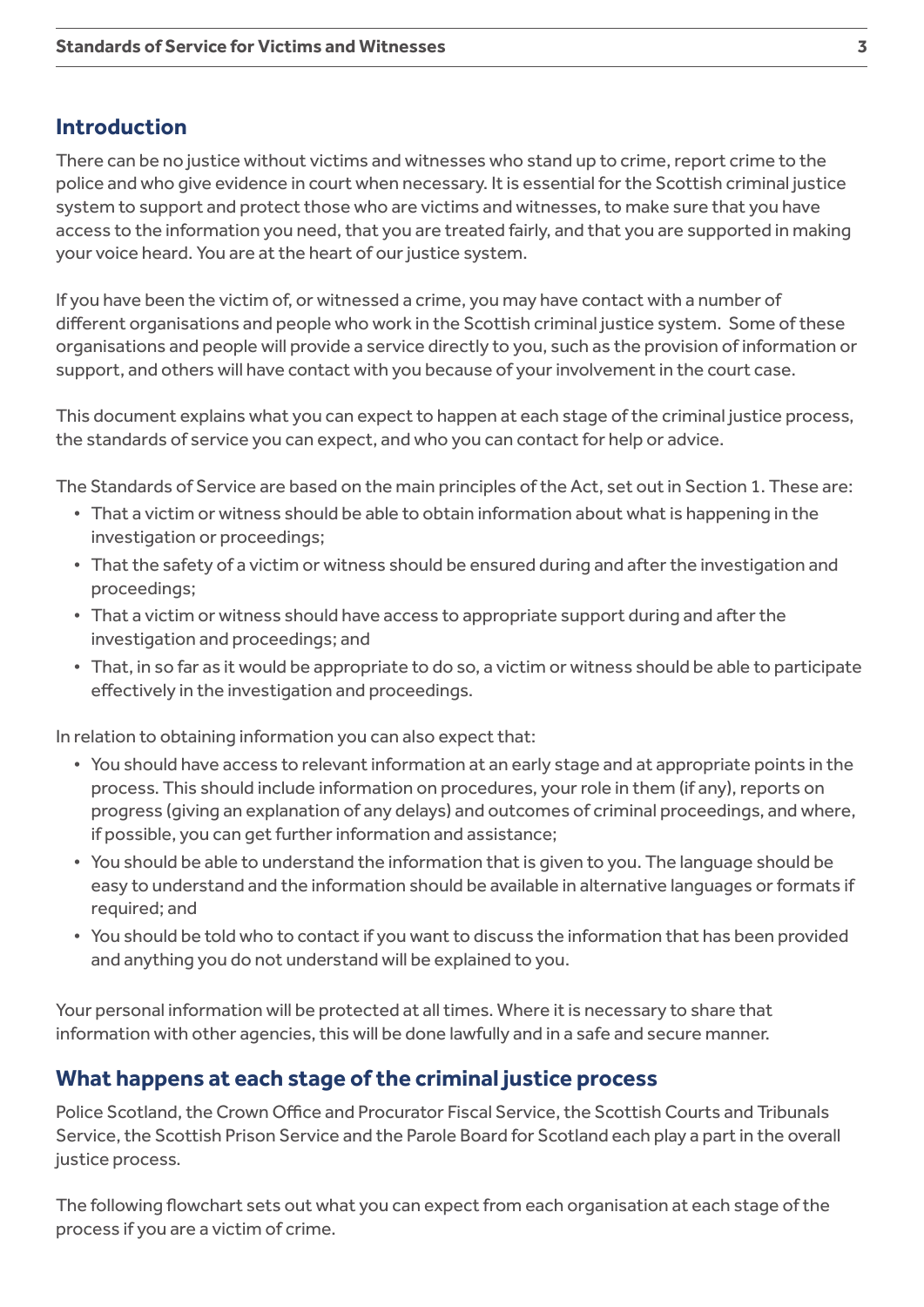## Introduction

There can be no justice without victims and witnesses who stand up to crime, report crime to the police and who give evidence in court when necessary. It is essential for the Scottish criminal justice system to support and protect those who are victims and witnesses, to make sure that you have access to the information you need, that you are treated fairly, and that you are supported in making your voice heard. You are at the heart of our justice system.

If you have been the victim of, or witnessed a crime, you may have contact with a number of different organisations and people who work in the Scottish criminal justice system. Some of these organisations and people will provide a service directly to you, such as the provision of information or support, and others will have contact with you because of your involvement in the court case.

This document explains what you can expect to happen at each stage of the criminal justice process, the standards of service you can expect, and who you can contact for help or advice.

The Standards of Service are based on the main principles of the Act, set out in Section 1. These are:

- That a victim or witness should be able to obtain information about what is happening in the investigation or proceedings;
- That the safety of a victim or witness should be ensured during and after the investigation and proceedings;
- That a victim or witness should have access to appropriate support during and after the investigation and proceedings; and
- That, in so far as it would be appropriate to do so, a victim or witness should be able to participate effectively in the investigation and proceedings.

In relation to obtaining information you can also expect that:

- You should have access to relevant information at an early stage and at appropriate points in the process. This should include information on procedures, your role in them (if any), reports on progress (giving an explanation of any delays) and outcomes of criminal proceedings, and where, if possible, you can get further information and assistance;
- You should be able to understand the information that is given to you. The language should be easy to understand and the information should be available in alternative languages or formats if required; and
- You should be told who to contact if you want to discuss the information that has been provided and anything you do not understand will be explained to you.

Your personal information will be protected at all times. Where it is necessary to share that information with other agencies, this will be done lawfully and in a safe and secure manner.

## What happens at each stage of the criminal justice process

Police Scotland, the Crown Office and Procurator Fiscal Service, the Scottish Courts and Tribunals Service, the Scottish Prison Service and the Parole Board for Scotland each play a part in the overall justice process.

The following flowchart sets out what you can expect from each organisation at each stage of the process if you are a victim of crime.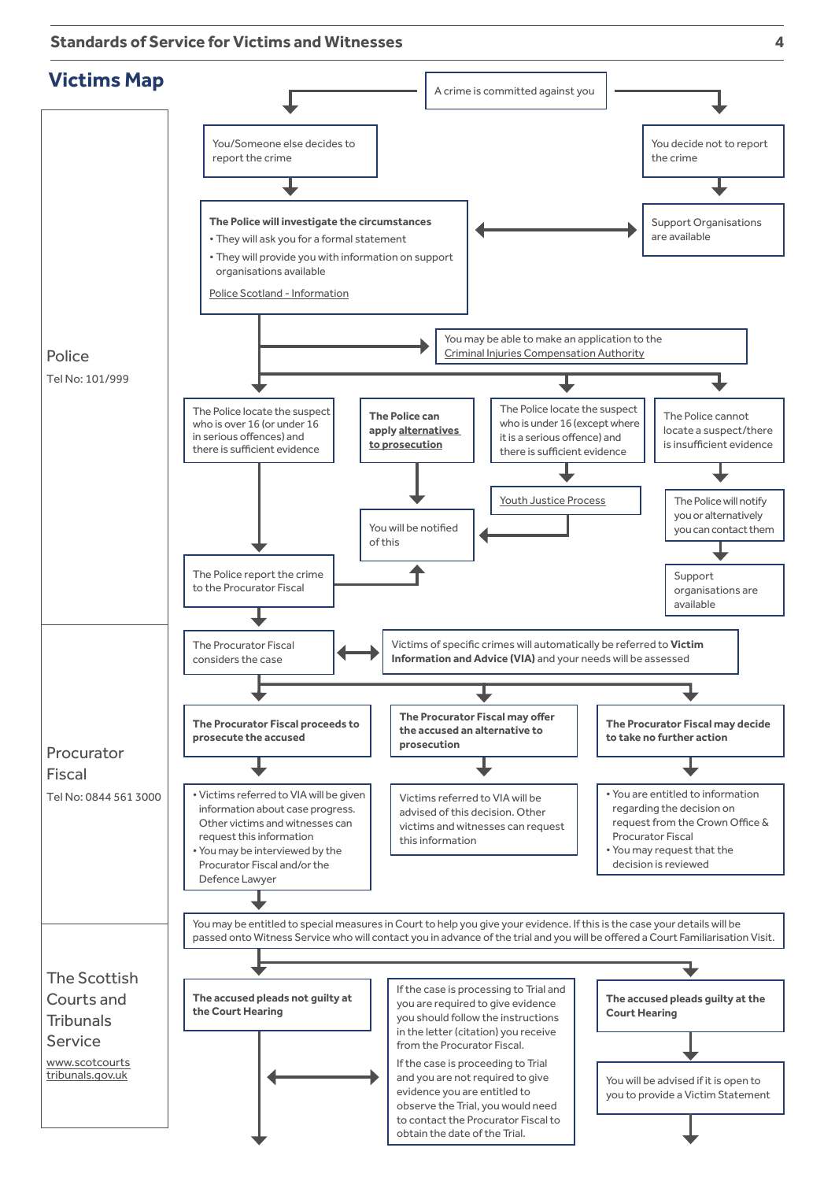## Victims Map

**Police**
Tel No: 101/999

A crime is committed against you

- You/Someone else decides to report the crime
- You decide not to report the crime
  - Support Organisations are available

**The Police will investigate the circumstances**

- They will ask you for a formal statement
- They will provide you with information on support organisations available

Police Scotland - Information

(Support Organisations are available)

You may be able to make an application to the Criminal Injuries Compensation Authority

- The Police locate the suspect who is over 16 (or under 16 in serious offences) and there is sufficient evidence
  - The Police report the crime to the Procurator Fiscal
- **The Police can apply alternatives to prosecution**
  - You will be notified of this
- The Police locate the suspect who is under 16 (except where it is a serious offence) and there is sufficient evidence
  - Youth Justice Process
  - You will be notified of this
- The Police cannot locate a suspect/there is insufficient evidence
  - The Police will notify you or alternatively you can contact them
  - Support organisations are available

**Procurator Fiscal**
Tel No: 0844 561 3000

The Procurator Fiscal considers the case

Victims of specific crimes will automatically be referred to **Victim Information and Advice (VIA)** and your needs will be assessed

- **The Procurator Fiscal proceeds to prosecute the accused**
  - Victims referred to VIA will be given information about case progress. Other victims and witnesses can request this information
  - You may be interviewed by the Procurator Fiscal and/or the Defence Lawyer
- **The Procurator Fiscal may offer the accused an alternative to prosecution**
  - Victims referred to VIA will be advised of this decision. Other victims and witnesses can request this information
- **The Procurator Fiscal may decide to take no further action**
  - You are entitled to information regarding the decision on request from the Crown Office & Procurator Fiscal
  - You may request that the decision is reviewed

**The Scottish Courts and Tribunals Service**
www.scotcourts tribunals.gov.uk

You may be entitled to special measures in Court to help you give your evidence. If this is the case your details will be passed onto Witness Service who will contact you in advance of the trial and you will be offered a Court Familiarisation Visit.

- **The accused pleads not guilty at the Court Hearing**
  - If the case is processing to Trial and you are required to give evidence you should follow the instructions in the letter (citation) you receive from the Procurator Fiscal.
  - If the case is proceeding to Trial and you are not required to give evidence you are entitled to observe the Trial, you would need to contact the Procurator Fiscal to obtain the date of the Trial.
- **The accused pleads guilty at the Court Hearing**
  - You will be advised if it is open to you to provide a Victim Statement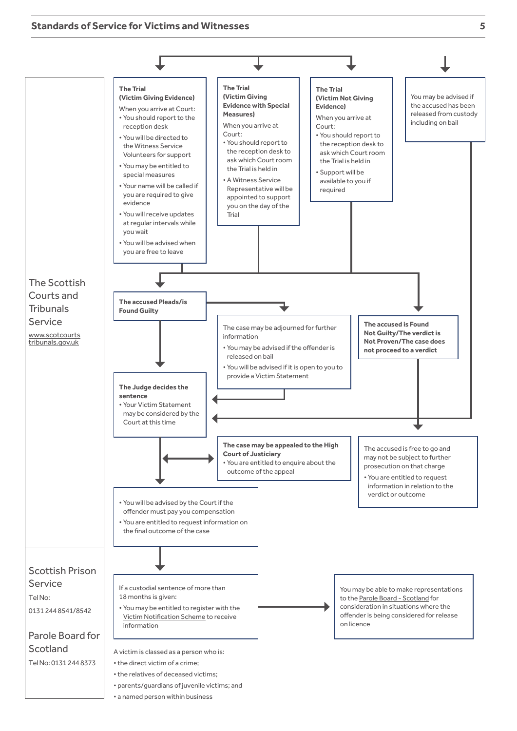**The Scottish Courts and Tribunals Service**

www.scotcourts tribunals.gov.uk

**The Trial (Victim Giving Evidence)**

When you arrive at Court:

- You should report to the reception desk
- You will be directed to the Witness Service Volunteers for support
- You may be entitled to special measures
- Your name will be called if you are required to give evidence
- You will receive updates at regular intervals while you wait
- You will be advised when you are free to leave

**The Trial (Victim Giving Evidence with Special Measures)**

When you arrive at Court:

- You should report to the reception desk to ask which Court room the Trial is held in
- A Witness Service Representative will be appointed to support you on the day of the Trial

**The Trial (Victim Not Giving Evidence)**

When you arrive at Court:

- You should report to the reception desk to ask which Court room the Trial is held in
- Support will be available to you if required

You may be advised if the accused has been released from custody including on bail

**The accused Pleads/is Found Guilty**

The case may be adjourned for further information

- You may be advised if the offender is released on bail
- You will be advised if it is open to you to provide a Victim Statement

**The accused is Found Not Guilty/The verdict is Not Proven/The case does not proceed to a verdict**

**The Judge decides the sentence**

- Your Victim Statement may be considered by the Court at this time

**The case may be appealed to the High Court of Justiciary**

- You are entitled to enquire about the outcome of the appeal

The accused is free to go and may not be subject to further prosecution on that charge

- You are entitled to request information in relation to the verdict or outcome

- You will be advised by the Court if the offender must pay you compensation
- You are entitled to request information on the final outcome of the case

**Scottish Prison Service**

Tel No:

0131 244 8541/8542

**Parole Board for Scotland**

Tel No: 0131 244 8373

If a custodial sentence of more than 18 months is given:

- You may be entitled to register with the Victim Notification Scheme to receive information

You may be able to make representations to the Parole Board - Scotland for consideration in situations where the offender is being considered for release on licence

A victim is classed as a person who is:

- the direct victim of a crime;
- the relatives of deceased victims;
- parents/guardians of juvenile victims; and
- a named person within business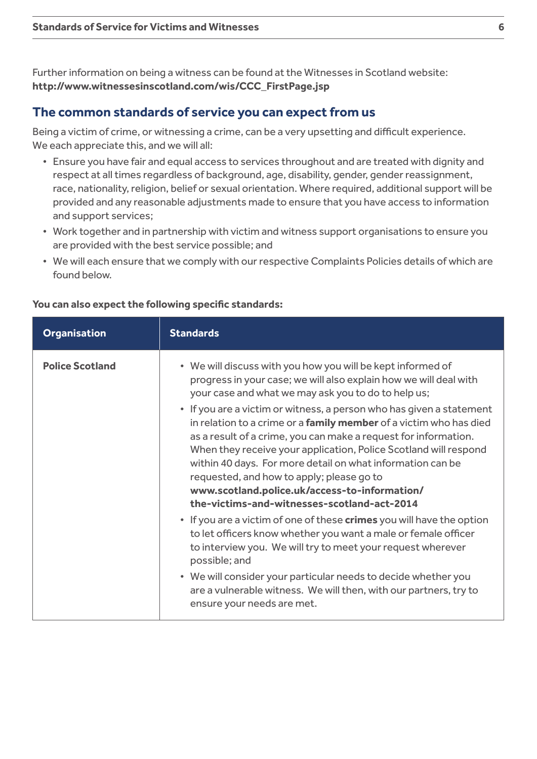Further information on being a witness can be found at the Witnesses in Scotland website:
**http://www.witnessesinscotland.com/wis/CCC_FirstPage.jsp**

## The common standards of service you can expect from us

Being a victim of crime, or witnessing a crime, can be a very upsetting and difficult experience. We each appreciate this, and we will all:

- Ensure you have fair and equal access to services throughout and are treated with dignity and respect at all times regardless of background, age, disability, gender, gender reassignment, race, nationality, religion, belief or sexual orientation. Where required, additional support will be provided and any reasonable adjustments made to ensure that you have access to information and support services;
- Work together and in partnership with victim and witness support organisations to ensure you are provided with the best service possible; and
- We will each ensure that we comply with our respective Complaints Policies details of which are found below.

**You can also expect the following specific standards:**

| Organisation | Standards |
| --- | --- |
| **Police Scotland** | • We will discuss with you how you will be kept informed of progress in your case; we will also explain how we will deal with your case and what we may ask you to do to help us;<br>• If you are a victim or witness, a person who has given a statement in relation to a crime or a **family member** of a victim who has died as a result of a crime, you can make a request for information. When they receive your application, Police Scotland will respond within 40 days. For more detail on what information can be requested, and how to apply; please go to **www.scotland.police.uk/access-to-information/the-victims-and-witnesses-scotland-act-2014**<br>• If you are a victim of one of these **crimes** you will have the option to let officers know whether you want a male or female officer to interview you. We will try to meet your request wherever possible; and<br>• We will consider your particular needs to decide whether you are a vulnerable witness. We will then, with our partners, try to ensure your needs are met. |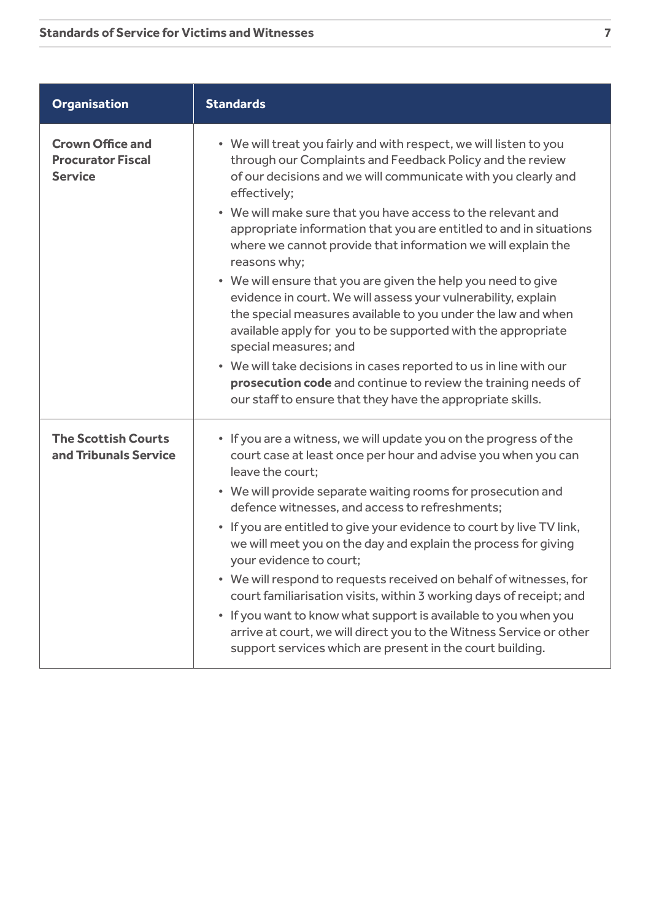| Organisation | Standards |
| --- | --- |
| **Crown Office and Procurator Fiscal Service** | • We will treat you fairly and with respect, we will listen to you through our Complaints and Feedback Policy and the review of our decisions and we will communicate with you clearly and effectively;<br>• We will make sure that you have access to the relevant and appropriate information that you are entitled to and in situations where we cannot provide that information we will explain the reasons why;<br>• We will ensure that you are given the help you need to give evidence in court. We will assess your vulnerability, explain the special measures available to you under the law and when available apply for you to be supported with the appropriate special measures; and<br>• We will take decisions in cases reported to us in line with our **prosecution code** and continue to review the training needs of our staff to ensure that they have the appropriate skills. |
| **The Scottish Courts and Tribunals Service** | • If you are a witness, we will update you on the progress of the court case at least once per hour and advise you when you can leave the court;<br>• We will provide separate waiting rooms for prosecution and defence witnesses, and access to refreshments;<br>• If you are entitled to give your evidence to court by live TV link, we will meet you on the day and explain the process for giving your evidence to court;<br>• We will respond to requests received on behalf of witnesses, for court familiarisation visits, within 3 working days of receipt; and<br>• If you want to know what support is available to you when you arrive at court, we will direct you to the Witness Service or other support services which are present in the court building. |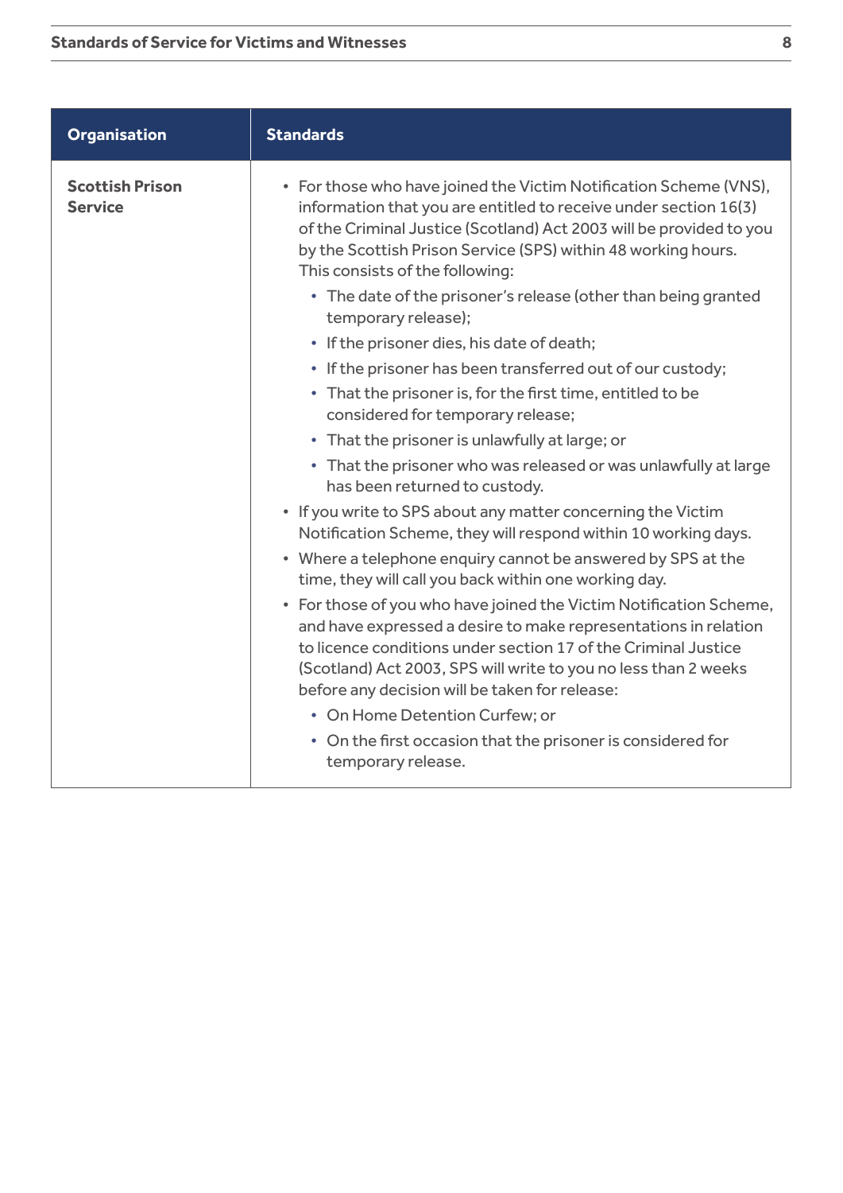| Organisation | Standards |
| --- | --- |
| **Scottish Prison Service** | • For those who have joined the Victim Notification Scheme (VNS), information that you are entitled to receive under section 16(3) of the Criminal Justice (Scotland) Act 2003 will be provided to you by the Scottish Prison Service (SPS) within 48 working hours. This consists of the following:<br>&nbsp;&nbsp;• The date of the prisoner's release (other than being granted temporary release);<br>&nbsp;&nbsp;• If the prisoner dies, his date of death;<br>&nbsp;&nbsp;• If the prisoner has been transferred out of our custody;<br>&nbsp;&nbsp;• That the prisoner is, for the first time, entitled to be considered for temporary release;<br>&nbsp;&nbsp;• That the prisoner is unlawfully at large; or<br>&nbsp;&nbsp;• That the prisoner who was released or was unlawfully at large has been returned to custody.<br>• If you write to SPS about any matter concerning the Victim Notification Scheme, they will respond within 10 working days.<br>• Where a telephone enquiry cannot be answered by SPS at the time, they will call you back within one working day.<br>• For those of you who have joined the Victim Notification Scheme, and have expressed a desire to make representations in relation to licence conditions under section 17 of the Criminal Justice (Scotland) Act 2003, SPS will write to you no less than 2 weeks before any decision will be taken for release:<br>&nbsp;&nbsp;• On Home Detention Curfew; or<br>&nbsp;&nbsp;• On the first occasion that the prisoner is considered for temporary release. |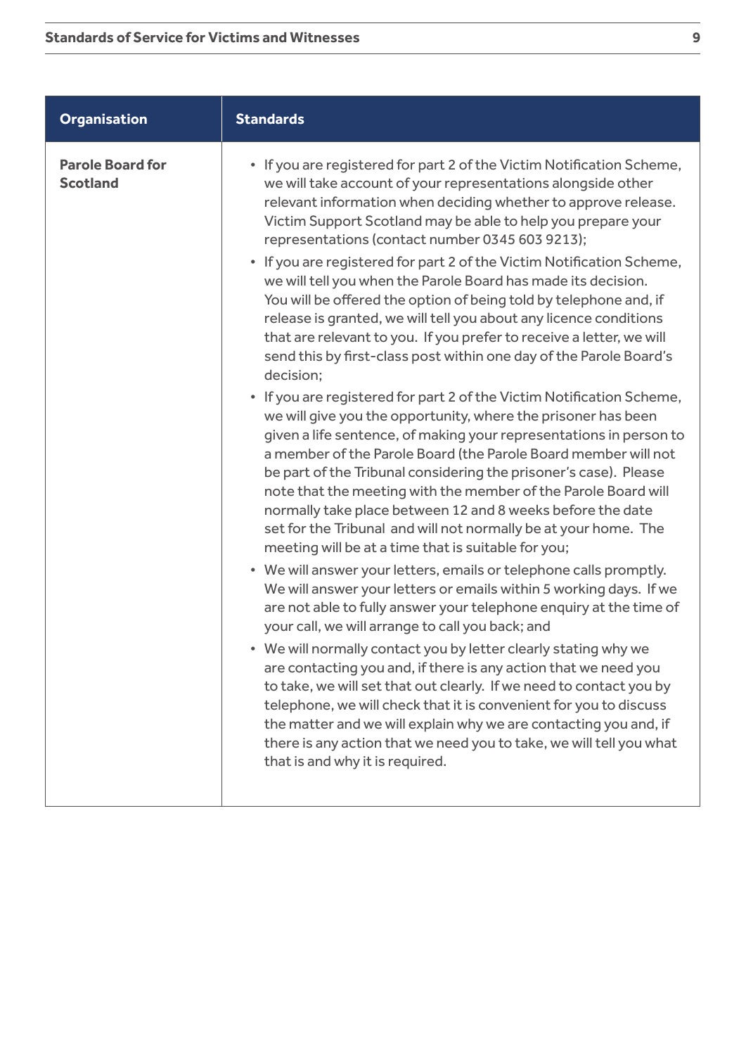| Organisation | Standards |
|---|---|
| **Parole Board for Scotland** | • If you are registered for part 2 of the Victim Notification Scheme, we will take account of your representations alongside other relevant information when deciding whether to approve release. Victim Support Scotland may be able to help you prepare your representations (contact number 0345 603 9213);<br>• If you are registered for part 2 of the Victim Notification Scheme, we will tell you when the Parole Board has made its decision. You will be offered the option of being told by telephone and, if release is granted, we will tell you about any licence conditions that are relevant to you. If you prefer to receive a letter, we will send this by first-class post within one day of the Parole Board's decision;<br>• If you are registered for part 2 of the Victim Notification Scheme, we will give you the opportunity, where the prisoner has been given a life sentence, of making your representations in person to a member of the Parole Board (the Parole Board member will not be part of the Tribunal considering the prisoner's case). Please note that the meeting with the member of the Parole Board will normally take place between 12 and 8 weeks before the date set for the Tribunal and will not normally be at your home. The meeting will be at a time that is suitable for you;<br>• We will answer your letters, emails or telephone calls promptly. We will answer your letters or emails within 5 working days. If we are not able to fully answer your telephone enquiry at the time of your call, we will arrange to call you back; and<br>• We will normally contact you by letter clearly stating why we are contacting you and, if there is any action that we need you to take, we will set that out clearly. If we need to contact you by telephone, we will check that it is convenient for you to discuss the matter and we will explain why we are contacting you and, if there is any action that we need you to take, we will tell you what that is and why it is required. |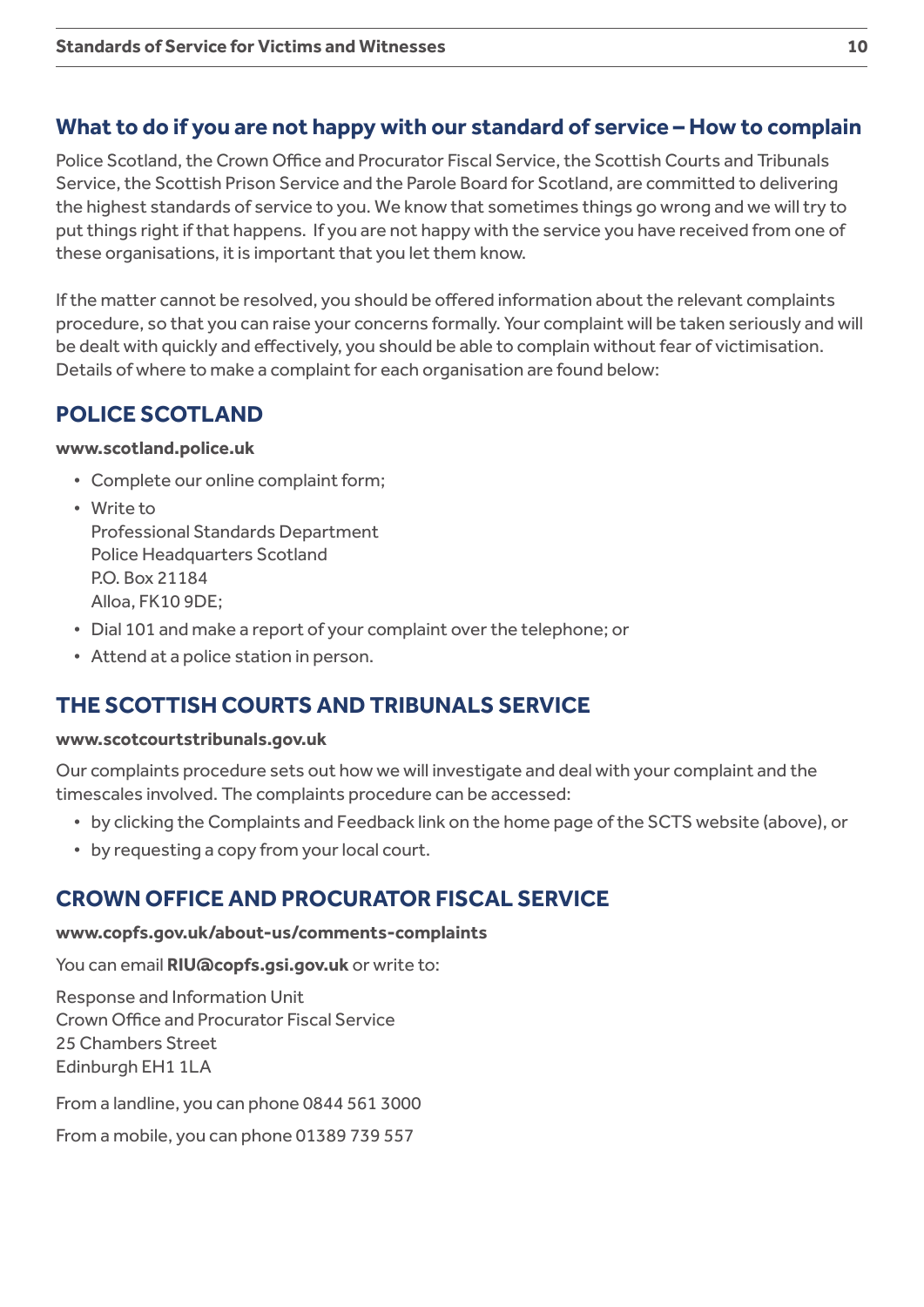## What to do if you are not happy with our standard of service – How to complain

Police Scotland, the Crown Office and Procurator Fiscal Service, the Scottish Courts and Tribunals Service, the Scottish Prison Service and the Parole Board for Scotland, are committed to delivering the highest standards of service to you. We know that sometimes things go wrong and we will try to put things right if that happens. If you are not happy with the service you have received from one of these organisations, it is important that you let them know.

If the matter cannot be resolved, you should be offered information about the relevant complaints procedure, so that you can raise your concerns formally. Your complaint will be taken seriously and will be dealt with quickly and effectively, you should be able to complain without fear of victimisation. Details of where to make a complaint for each organisation are found below:

## POLICE SCOTLAND

**www.scotland.police.uk**

- Complete our online complaint form;
- Write to
  Professional Standards Department
  Police Headquarters Scotland
  P.O. Box 21184
  Alloa, FK10 9DE;
- Dial 101 and make a report of your complaint over the telephone; or
- Attend at a police station in person.

## THE SCOTTISH COURTS AND TRIBUNALS SERVICE

**www.scotcourtstribunals.gov.uk**

Our complaints procedure sets out how we will investigate and deal with your complaint and the timescales involved. The complaints procedure can be accessed:

- by clicking the Complaints and Feedback link on the home page of the SCTS website (above), or
- by requesting a copy from your local court.

## CROWN OFFICE AND PROCURATOR FISCAL SERVICE

**www.copfs.gov.uk/about-us/comments-complaints**

You can email **RIU@copfs.gsi.gov.uk** or write to:

Response and Information Unit
Crown Office and Procurator Fiscal Service
25 Chambers Street
Edinburgh EH1 1LA

From a landline, you can phone 0844 561 3000

From a mobile, you can phone 01389 739 557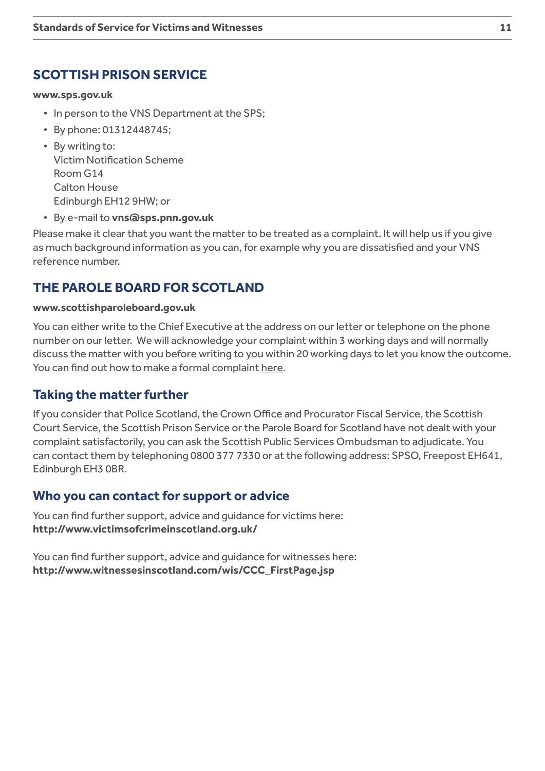## SCOTTISH PRISON SERVICE

**www.sps.gov.uk**

- In person to the VNS Department at the SPS;
- By phone: 01312448745;
- By writing to:
  Victim Notification Scheme
  Room G14
  Calton House
  Edinburgh EH12 9HW; or
- By e-mail to **vns@sps.pnn.gov.uk**

Please make it clear that you want the matter to be treated as a complaint. It will help us if you give as much background information as you can, for example why you are dissatisfied and your VNS reference number.

## THE PAROLE BOARD FOR SCOTLAND

**www.scottishparoleboard.gov.uk**

You can either write to the Chief Executive at the address on our letter or telephone on the phone number on our letter. We will acknowledge your complaint within 3 working days and will normally discuss the matter with you before writing to you within 20 working days to let you know the outcome. You can find out how to make a formal complaint here.

### Taking the matter further

If you consider that Police Scotland, the Crown Office and Procurator Fiscal Service, the Scottish Court Service, the Scottish Prison Service or the Parole Board for Scotland have not dealt with your complaint satisfactorily, you can ask the Scottish Public Services Ombudsman to adjudicate. You can contact them by telephoning 0800 377 7330 or at the following address: SPSO, Freepost EH641, Edinburgh EH3 0BR.

### Who you can contact for support or advice

You can find further support, advice and guidance for victims here:
**http://www.victimsofcrimeinscotland.org.uk/**

You can find further support, advice and guidance for witnesses here:
**http://www.witnessesinscotland.com/wis/CCC_FirstPage.jsp**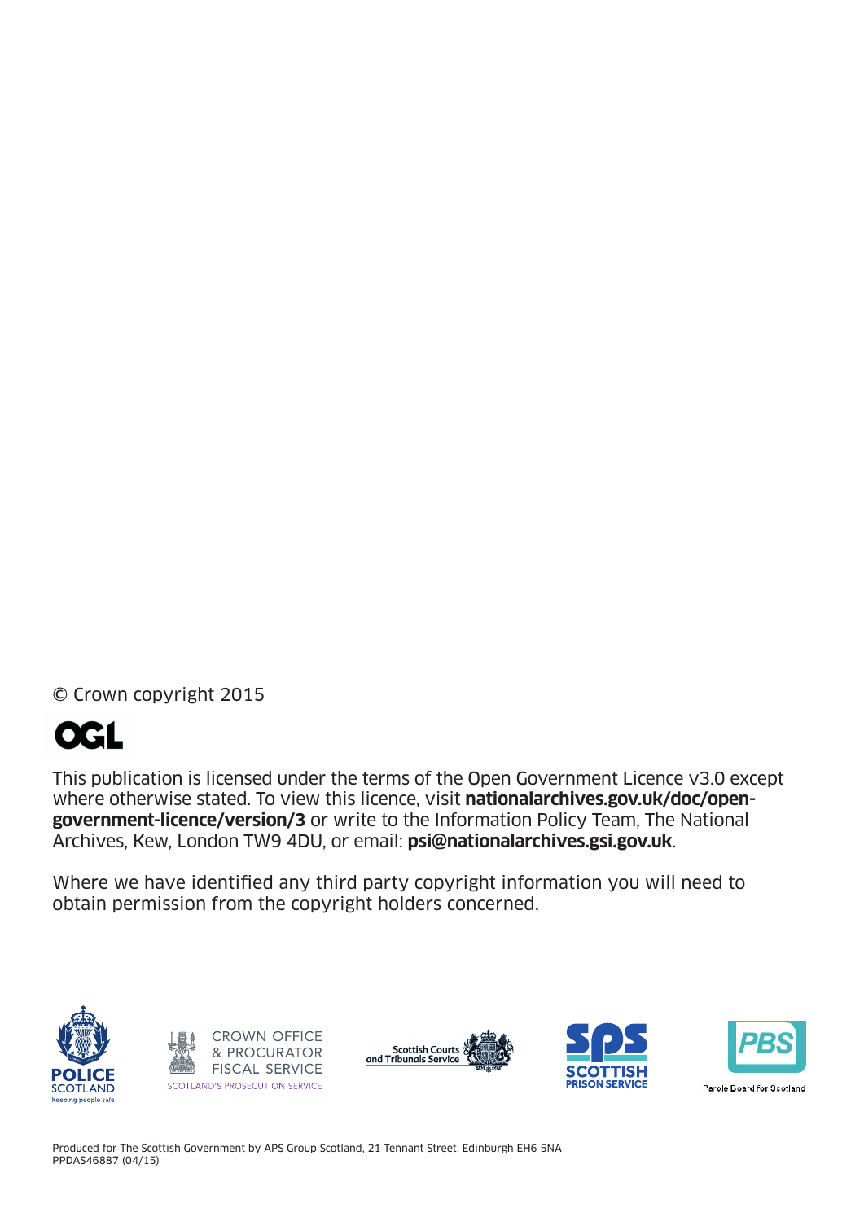© Crown copyright 2015

OGL

This publication is licensed under the terms of the Open Government Licence v3.0 except where otherwise stated. To view this licence, visit **nationalarchives.gov.uk/doc/open-government-licence/version/3** or write to the Information Policy Team, The National Archives, Kew, London TW9 4DU, or email: **psi@nationalarchives.gsi.gov.uk**.

Where we have identified any third party copyright information you will need to obtain permission from the copyright holders concerned.

POLICE SCOTLAND Keeping people safe

CROWN OFFICE & PROCURATOR FISCAL SERVICE SCOTLAND'S PROSECUTION SERVICE

Scottish Courts and Tribunals Service

SPS SCOTTISH PRISON SERVICE

PBS Parole Board for Scotland

Produced for The Scottish Government by APS Group Scotland, 21 Tennant Street, Edinburgh EH6 5NA
PPDAS46887 (04/15)